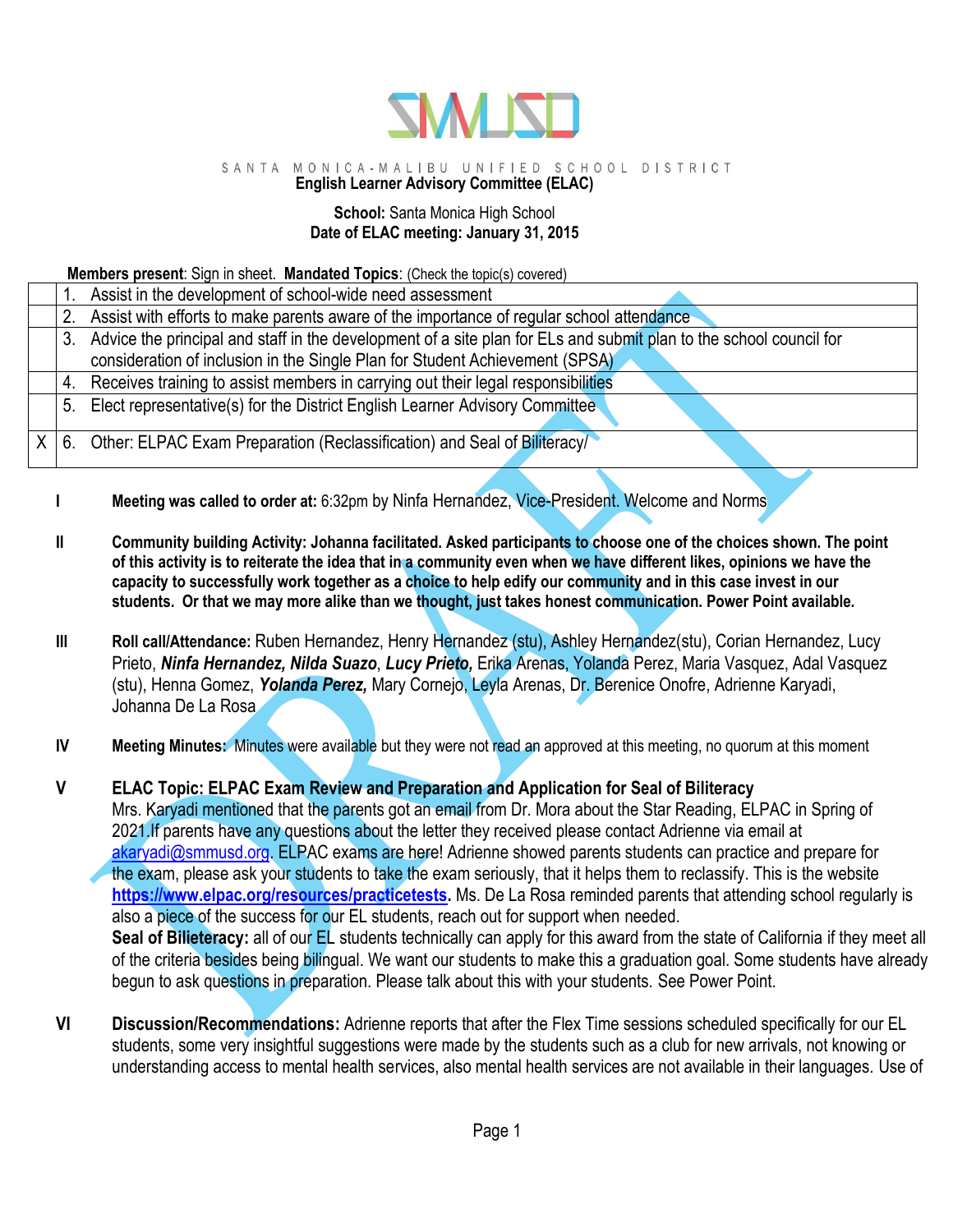SANTA MONICA-MALIBU UNIFIED SCHOOL DISTRICT

**English Learner Advisory Committee (ELAC)**

**School:** Santa Monica High School

**Date of ELAC meeting: January 31, 2015**

**Members present**: Sign in sheet. **Mandated Topics**: (Check the topic(s) covered)

| | |
|---|---|
| | 1. Assist in the development of school-wide need assessment |
| | 2. Assist with efforts to make parents aware of the importance of regular school attendance |
| | 3. Advice the principal and staff in the development of a site plan for ELs and submit plan to the school council for consideration of inclusion in the Single Plan for Student Achievement (SPSA) |
| | 4. Receives training to assist members in carrying out their legal responsibilities |
| | 5. Elect representative(s) for the District English Learner Advisory Committee |
| X | 6. Other: ELPAC Exam Preparation (Reclassification) and Seal of Biliteracy/ |

**I** **Meeting was called to order at:** 6:32pm by Ninfa Hernandez, Vice-President. Welcome and Norms

**II** **Community building Activity: Johanna facilitated. Asked participants to choose one of the choices shown. The point of this activity is to reiterate the idea that in a community even when we have different likes, opinions we have the capacity to successfully work together as a choice to help edify our community and in this case invest in our students. Or that we may more alike than we thought, just takes honest communication. Power Point available.**

**III** **Roll call/Attendance:** Ruben Hernandez, Henry Hernandez (stu), Ashley Hernandez(stu), Corian Hernandez, Lucy Prieto, ***Ninfa Hernandez, Nilda Suazo***, ***Lucy Prieto,*** Erika Arenas, Yolanda Perez, Maria Vasquez, Adal Vasquez (stu), Henna Gomez, ***Yolanda Perez,*** Mary Cornejo, Leyla Arenas, Dr. Berenice Onofre, Adrienne Karyadi, Johanna De La Rosa

**IV** **Meeting Minutes:** Minutes were available but they were not read an approved at this meeting, no quorum at this moment

**V** **ELAC Topic: ELPAC Exam Review and Preparation and Application for Seal of Biliteracy**
Mrs. Karyadi mentioned that the parents got an email from Dr. Mora about the Star Reading, ELPAC in Spring of 2021.If parents have any questions about the letter they received please contact Adrienne via email at akaryadi@smmusd.org. ELPAC exams are here! Adrienne showed parents students can practice and prepare for the exam, please ask your students to take the exam seriously, that it helps them to reclassify. This is the website **https://www.elpac.org/resources/practicetests.** Ms. De La Rosa reminded parents that attending school regularly is also a piece of the success for our EL students, reach out for support when needed.
**Seal of Bilieteracy:** all of our EL students technically can apply for this award from the state of California if they meet all of the criteria besides being bilingual. We want our students to make this a graduation goal. Some students have already begun to ask questions in preparation. Please talk about this with your students. See Power Point.

**VI** **Discussion/Recommendations:** Adrienne reports that after the Flex Time sessions scheduled specifically for our EL students, some very insightful suggestions were made by the students such as a club for new arrivals, not knowing or understanding access to mental health services, also mental health services are not available in their languages. Use of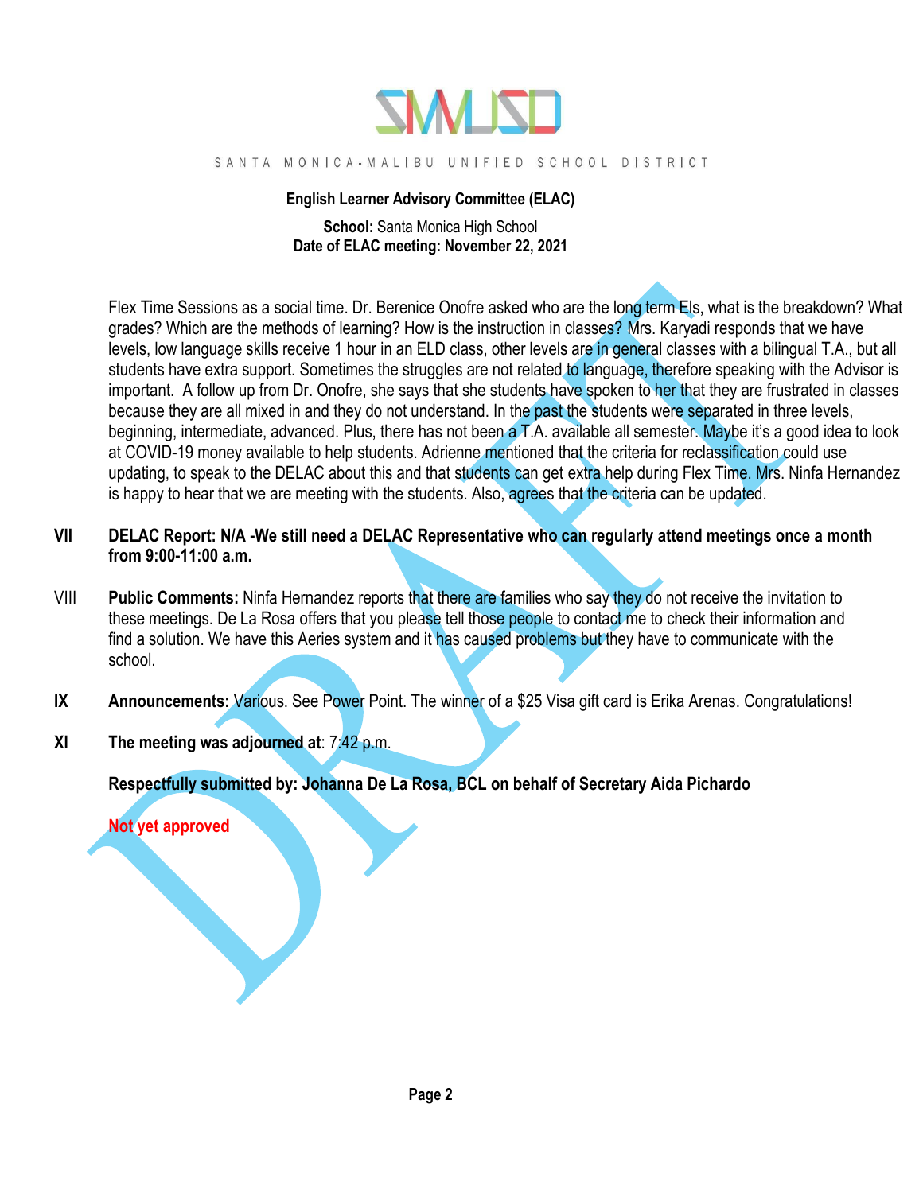SANTA MONICA-MALIBU UNIFIED SCHOOL DISTRICT

**English Learner Advisory Committee (ELAC)**

**School:** Santa Monica High School
**Date of ELAC meeting: November 22, 2021**

Flex Time Sessions as a social time. Dr. Berenice Onofre asked who are the long term Els, what is the breakdown? What grades? Which are the methods of learning? How is the instruction in classes? Mrs. Karyadi responds that we have levels, low language skills receive 1 hour in an ELD class, other levels are in general classes with a bilingual T.A., but all students have extra support. Sometimes the struggles are not related to language, therefore speaking with the Advisor is important. A follow up from Dr. Onofre, she says that she students have spoken to her that they are frustrated in classes because they are all mixed in and they do not understand. In the past the students were separated in three levels, beginning, intermediate, advanced. Plus, there has not been a T.A. available all semester. Maybe it's a good idea to look at COVID-19 money available to help students. Adrienne mentioned that the criteria for reclassification could use updating, to speak to the DELAC about this and that students can get extra help during Flex Time. Mrs. Ninfa Hernandez is happy to hear that we are meeting with the students. Also, agrees that the criteria can be updated.

**VII DELAC Report: N/A -We still need a DELAC Representative who can regularly attend meetings once a month from 9:00-11:00 a.m.**

VIII **Public Comments:** Ninfa Hernandez reports that there are families who say they do not receive the invitation to these meetings. De La Rosa offers that you please tell those people to contact me to check their information and find a solution. We have this Aeries system and it has caused problems but they have to communicate with the school.

**IX Announcements:** Various. See Power Point. The winner of a $25 Visa gift card is Erika Arenas. Congratulations!

**XI The meeting was adjourned at**: 7:42 p.m.

**Respectfully submitted by: Johanna De La Rosa, BCL on behalf of Secretary Aida Pichardo**

**Not yet approved**

DRAFT